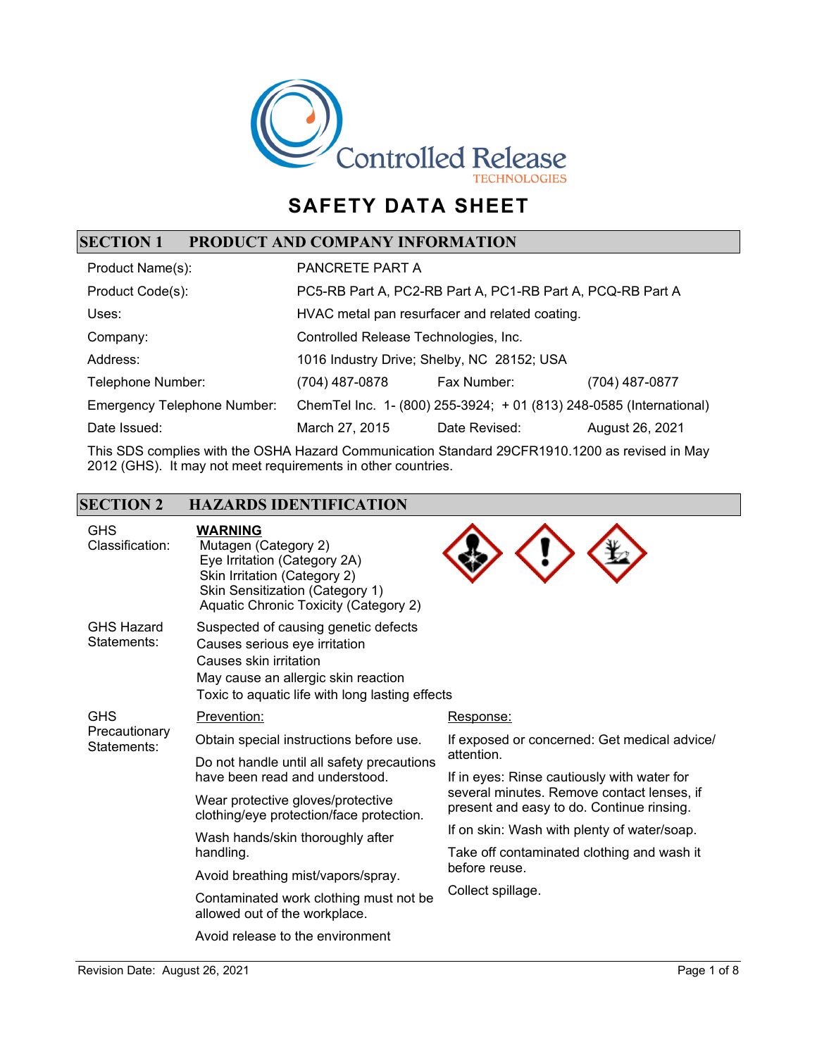Controlled Release TECHNOLOGIES

# SAFETY DATA SHEET

## SECTION 1 PRODUCT AND COMPANY INFORMATION

| | | | |
|---|---|---|---|
| Product Name(s): | PANCRETE PART A | | |
| Product Code(s): | PC5-RB Part A, PC2-RB Part A, PC1-RB Part A, PCQ-RB Part A | | |
| Uses: | HVAC metal pan resurfacer and related coating. | | |
| Company: | Controlled Release Technologies, Inc. | | |
| Address: | 1016 Industry Drive; Shelby, NC 28152; USA | | |
| Telephone Number: | (704) 487-0878 | Fax Number: | (704) 487-0877 |
| Emergency Telephone Number: | ChemTel Inc. 1- (800) 255-3924; + 01 (813) 248-0585 (International) | | |
| Date Issued: | March 27, 2015 | Date Revised: | August 26, 2021 |

This SDS complies with the OSHA Hazard Communication Standard 29CFR1910.1200 as revised in May 2012 (GHS). It may not meet requirements in other countries.

## SECTION 2 HAZARDS IDENTIFICATION

**GHS Classification:**

**WARNING**

- Mutagen (Category 2)
- Eye Irritation (Category 2A)
- Skin Irritation (Category 2)
- Skin Sensitization (Category 1)
- Aquatic Chronic Toxicity (Category 2)

**GHS Hazard Statements:**

- Suspected of causing genetic defects
- Causes serious eye irritation
- Causes skin irritation
- May cause an allergic skin reaction
- Toxic to aquatic life with long lasting effects

**GHS Precautionary Statements:**

Prevention:

- Obtain special instructions before use.
- Do not handle until all safety precautions have been read and understood.
- Wear protective gloves/protective clothing/eye protection/face protection.
- Wash hands/skin thoroughly after handling.
- Avoid breathing mist/vapors/spray.
- Contaminated work clothing must not be allowed out of the workplace.
- Avoid release to the environment

Response:

- If exposed or concerned: Get medical advice/ attention.
- If in eyes: Rinse cautiously with water for several minutes. Remove contact lenses, if present and easy to do. Continue rinsing.
- If on skin: Wash with plenty of water/soap.
- Take off contaminated clothing and wash it before reuse.
- Collect spillage.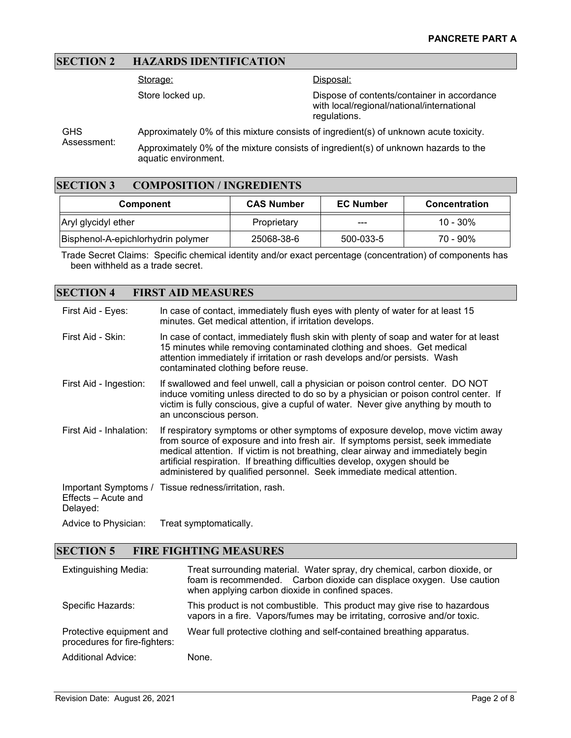## SECTION 2 HAZARDS IDENTIFICATION

Storage:

Store locked up.

Disposal:

Dispose of contents/container in accordance with local/regional/national/international regulations.

GHS Assessment: Approximately 0% of this mixture consists of ingredient(s) of unknown acute toxicity.

Approximately 0% of the mixture consists of ingredient(s) of unknown hazards to the aquatic environment.

## SECTION 3 COMPOSITION / INGREDIENTS

| Component | CAS Number | EC Number | Concentration |
|---|---|---|---|
| Aryl glycidyl ether | Proprietary | --- | 10 - 30% |
| Bisphenol-A-epichlorhydrin polymer | 25068-38-6 | 500-033-5 | 70 - 90% |

Trade Secret Claims: Specific chemical identity and/or exact percentage (concentration) of components has been withheld as a trade secret.

## SECTION 4 FIRST AID MEASURES

**First Aid - Eyes:** In case of contact, immediately flush eyes with plenty of water for at least 15 minutes. Get medical attention, if irritation develops.

**First Aid - Skin:** In case of contact, immediately flush skin with plenty of soap and water for at least 15 minutes while removing contaminated clothing and shoes. Get medical attention immediately if irritation or rash develops and/or persists. Wash contaminated clothing before reuse.

**First Aid - Ingestion:** If swallowed and feel unwell, call a physician or poison control center. DO NOT induce vomiting unless directed to do so by a physician or poison control center. If victim is fully conscious, give a cupful of water. Never give anything by mouth to an unconscious person.

**First Aid - Inhalation:** If respiratory symptoms or other symptoms of exposure develop, move victim away from source of exposure and into fresh air. If symptoms persist, seek immediate medical attention. If victim is not breathing, clear airway and immediately begin artificial respiration. If breathing difficulties develop, oxygen should be administered by qualified personnel. Seek immediate medical attention.

**Important Symptoms / Effects – Acute and Delayed:** Tissue redness/irritation, rash.

**Advice to Physician:** Treat symptomatically.

## SECTION 5 FIRE FIGHTING MEASURES

**Extinguishing Media:** Treat surrounding material. Water spray, dry chemical, carbon dioxide, or foam is recommended. Carbon dioxide can displace oxygen. Use caution when applying carbon dioxide in confined spaces.

**Specific Hazards:** This product is not combustible. This product may give rise to hazardous vapors in a fire. Vapors/fumes may be irritating, corrosive and/or toxic.

**Protective equipment and procedures for fire-fighters:** Wear full protective clothing and self-contained breathing apparatus.

**Additional Advice:** None.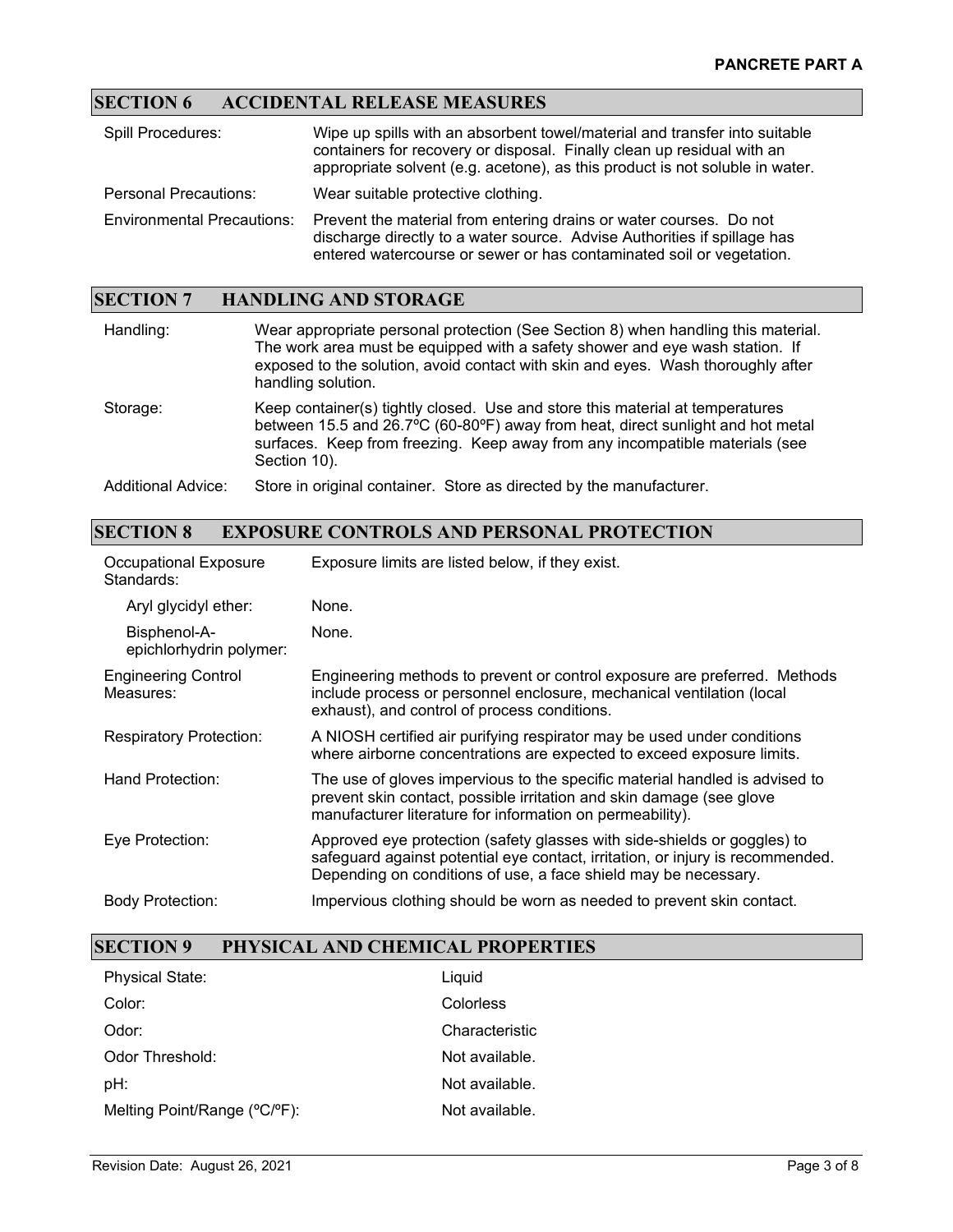## SECTION 6 ACCIDENTAL RELEASE MEASURES

| | |
|---|---|
| Spill Procedures: | Wipe up spills with an absorbent towel/material and transfer into suitable containers for recovery or disposal. Finally clean up residual with an appropriate solvent (e.g. acetone), as this product is not soluble in water. |
| Personal Precautions: | Wear suitable protective clothing. |
| Environmental Precautions: | Prevent the material from entering drains or water courses. Do not discharge directly to a water source. Advise Authorities if spillage has entered watercourse or sewer or has contaminated soil or vegetation. |

## SECTION 7 HANDLING AND STORAGE

| | |
|---|---|
| Handling: | Wear appropriate personal protection (See Section 8) when handling this material. The work area must be equipped with a safety shower and eye wash station. If exposed to the solution, avoid contact with skin and eyes. Wash thoroughly after handling solution. |
| Storage: | Keep container(s) tightly closed. Use and store this material at temperatures between 15.5 and 26.7ºC (60-80ºF) away from heat, direct sunlight and hot metal surfaces. Keep from freezing. Keep away from any incompatible materials (see Section 10). |
| Additional Advice: | Store in original container. Store as directed by the manufacturer. |

## SECTION 8 EXPOSURE CONTROLS AND PERSONAL PROTECTION

| | |
|---|---|
| Occupational Exposure Standards: | Exposure limits are listed below, if they exist. |
| Aryl glycidyl ether: | None. |
| Bisphenol-A-epichlorhydrin polymer: | None. |
| Engineering Control Measures: | Engineering methods to prevent or control exposure are preferred. Methods include process or personnel enclosure, mechanical ventilation (local exhaust), and control of process conditions. |
| Respiratory Protection: | A NIOSH certified air purifying respirator may be used under conditions where airborne concentrations are expected to exceed exposure limits. |
| Hand Protection: | The use of gloves impervious to the specific material handled is advised to prevent skin contact, possible irritation and skin damage (see glove manufacturer literature for information on permeability). |
| Eye Protection: | Approved eye protection (safety glasses with side-shields or goggles) to safeguard against potential eye contact, irritation, or injury is recommended. Depending on conditions of use, a face shield may be necessary. |
| Body Protection: | Impervious clothing should be worn as needed to prevent skin contact. |

## SECTION 9 PHYSICAL AND CHEMICAL PROPERTIES

| | |
|---|---|
| Physical State: | Liquid |
| Color: | Colorless |
| Odor: | Characteristic |
| Odor Threshold: | Not available. |
| pH: | Not available. |
| Melting Point/Range (ºC/ºF): | Not available. |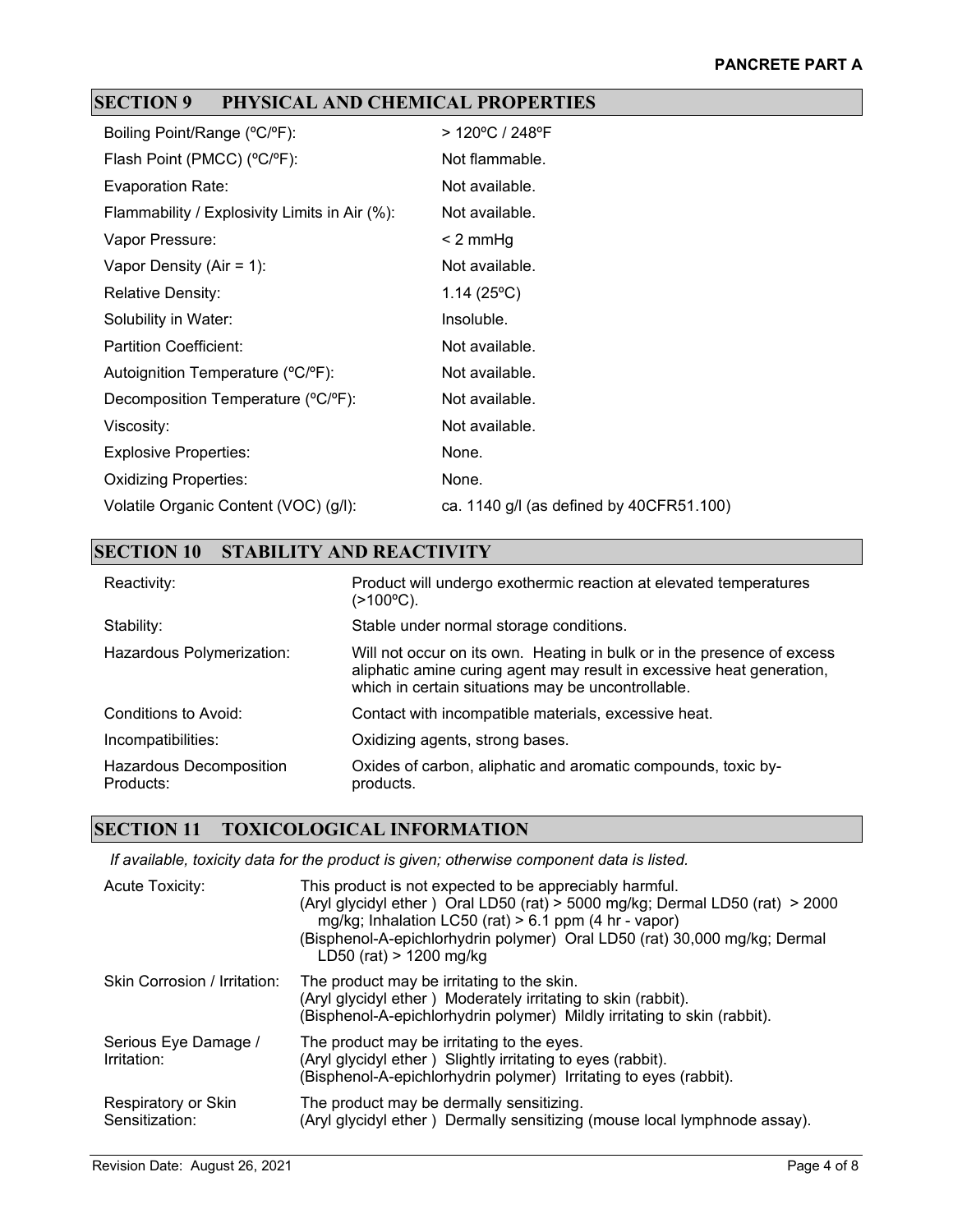## SECTION 9 PHYSICAL AND CHEMICAL PROPERTIES

| | |
|---|---|
| Boiling Point/Range (ºC/ºF): | > 120ºC / 248ºF |
| Flash Point (PMCC) (ºC/ºF): | Not flammable. |
| Evaporation Rate: | Not available. |
| Flammability / Explosivity Limits in Air (%): | Not available. |
| Vapor Pressure: | < 2 mmHg |
| Vapor Density (Air = 1): | Not available. |
| Relative Density: | 1.14 (25ºC) |
| Solubility in Water: | Insoluble. |
| Partition Coefficient: | Not available. |
| Autoignition Temperature (ºC/ºF): | Not available. |
| Decomposition Temperature (ºC/ºF): | Not available. |
| Viscosity: | Not available. |
| Explosive Properties: | None. |
| Oxidizing Properties: | None. |
| Volatile Organic Content (VOC) (g/l): | ca. 1140 g/l (as defined by 40CFR51.100) |

## SECTION 10 STABILITY AND REACTIVITY

| | |
|---|---|
| Reactivity: | Product will undergo exothermic reaction at elevated temperatures (>100ºC). |
| Stability: | Stable under normal storage conditions. |
| Hazardous Polymerization: | Will not occur on its own. Heating in bulk or in the presence of excess aliphatic amine curing agent may result in excessive heat generation, which in certain situations may be uncontrollable. |
| Conditions to Avoid: | Contact with incompatible materials, excessive heat. |
| Incompatibilities: | Oxidizing agents, strong bases. |
| Hazardous Decomposition Products: | Oxides of carbon, aliphatic and aromatic compounds, toxic by-products. |

## SECTION 11 TOXICOLOGICAL INFORMATION

*If available, toxicity data for the product is given; otherwise component data is listed.*

| | |
|---|---|
| Acute Toxicity: | This product is not expected to be appreciably harmful.<br>(Aryl glycidyl ether ) Oral LD50 (rat) > 5000 mg/kg; Dermal LD50 (rat) > 2000 mg/kg; Inhalation LC50 (rat) > 6.1 ppm (4 hr - vapor)<br>(Bisphenol-A-epichlorhydrin polymer) Oral LD50 (rat) 30,000 mg/kg; Dermal LD50 (rat) > 1200 mg/kg |
| Skin Corrosion / Irritation: | The product may be irritating to the skin.<br>(Aryl glycidyl ether ) Moderately irritating to skin (rabbit).<br>(Bisphenol-A-epichlorhydrin polymer) Mildly irritating to skin (rabbit). |
| Serious Eye Damage / Irritation: | The product may be irritating to the eyes.<br>(Aryl glycidyl ether ) Slightly irritating to eyes (rabbit).<br>(Bisphenol-A-epichlorhydrin polymer) Irritating to eyes (rabbit). |
| Respiratory or Skin Sensitization: | The product may be dermally sensitizing.<br>(Aryl glycidyl ether ) Dermally sensitizing (mouse local lymphnode assay). |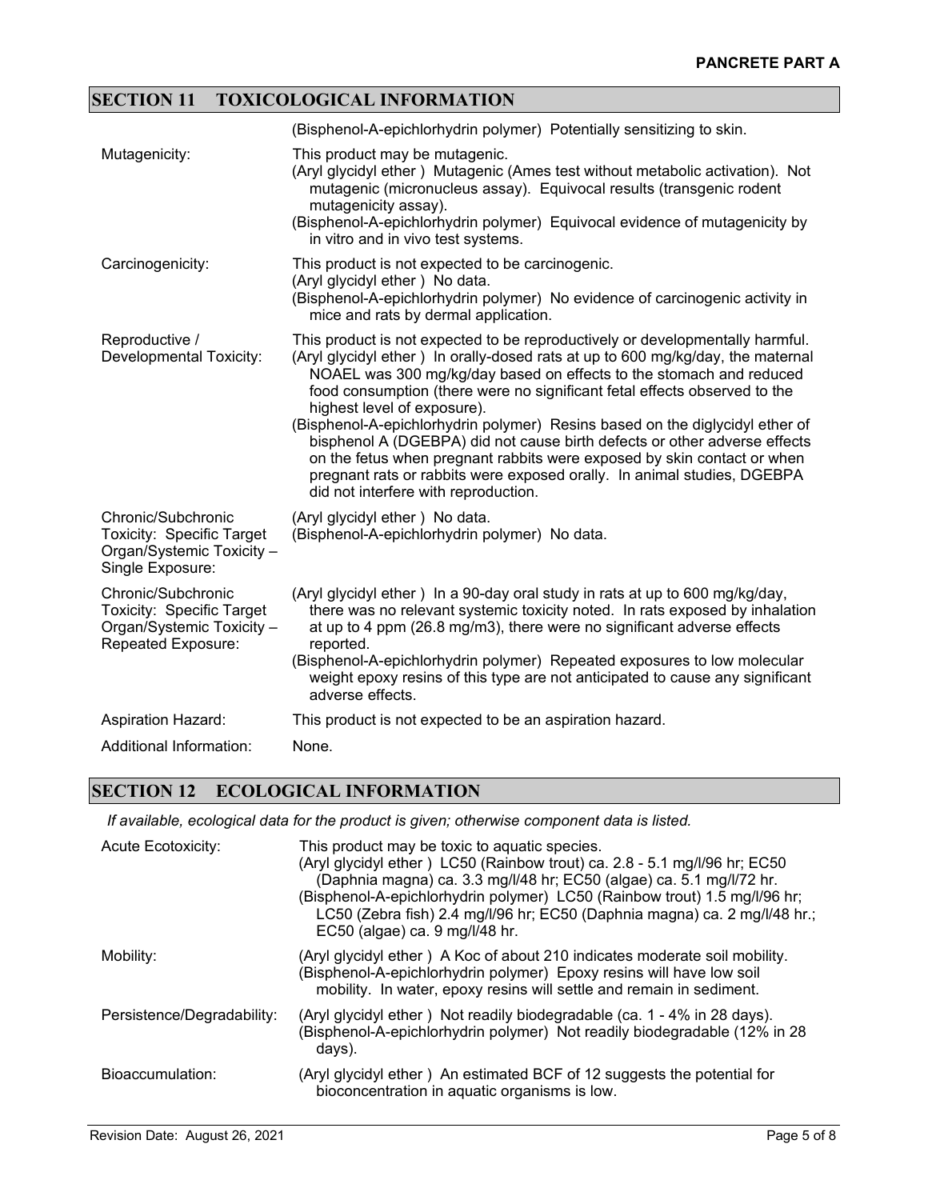## SECTION 11 TOXICOLOGICAL INFORMATION

| | |
|---|---|
| | (Bisphenol-A-epichlorhydrin polymer) Potentially sensitizing to skin. |
| Mutagenicity: | This product may be mutagenic.<br>(Aryl glycidyl ether ) Mutagenic (Ames test without metabolic activation). Not mutagenic (micronucleus assay). Equivocal results (transgenic rodent mutagenicity assay).<br>(Bisphenol-A-epichlorhydrin polymer) Equivocal evidence of mutagenicity by in vitro and in vivo test systems. |
| Carcinogenicity: | This product is not expected to be carcinogenic.<br>(Aryl glycidyl ether ) No data.<br>(Bisphenol-A-epichlorhydrin polymer) No evidence of carcinogenic activity in mice and rats by dermal application. |
| Reproductive / Developmental Toxicity: | This product is not expected to be reproductively or developmentally harmful.<br>(Aryl glycidyl ether ) In orally-dosed rats at up to 600 mg/kg/day, the maternal NOAEL was 300 mg/kg/day based on effects to the stomach and reduced food consumption (there were no significant fetal effects observed to the highest level of exposure).<br>(Bisphenol-A-epichlorhydrin polymer) Resins based on the diglycidyl ether of bisphenol A (DGEBPA) did not cause birth defects or other adverse effects on the fetus when pregnant rabbits were exposed by skin contact or when pregnant rats or rabbits were exposed orally. In animal studies, DGEBPA did not interfere with reproduction. |
| Chronic/Subchronic Toxicity: Specific Target Organ/Systemic Toxicity – Single Exposure: | (Aryl glycidyl ether ) No data.<br>(Bisphenol-A-epichlorhydrin polymer) No data. |
| Chronic/Subchronic Toxicity: Specific Target Organ/Systemic Toxicity – Repeated Exposure: | (Aryl glycidyl ether ) In a 90-day oral study in rats at up to 600 mg/kg/day, there was no relevant systemic toxicity noted. In rats exposed by inhalation at up to 4 ppm (26.8 mg/m3), there were no significant adverse effects reported.<br>(Bisphenol-A-epichlorhydrin polymer) Repeated exposures to low molecular weight epoxy resins of this type are not anticipated to cause any significant adverse effects. |
| Aspiration Hazard: | This product is not expected to be an aspiration hazard. |
| Additional Information: | None. |

## SECTION 12 ECOLOGICAL INFORMATION

*If available, ecological data for the product is given; otherwise component data is listed.*

| | |
|---|---|
| Acute Ecotoxicity: | This product may be toxic to aquatic species.<br>(Aryl glycidyl ether ) LC50 (Rainbow trout) ca. 2.8 - 5.1 mg/l/96 hr; EC50 (Daphnia magna) ca. 3.3 mg/l/48 hr; EC50 (algae) ca. 5.1 mg/l/72 hr.<br>(Bisphenol-A-epichlorhydrin polymer) LC50 (Rainbow trout) 1.5 mg/l/96 hr; LC50 (Zebra fish) 2.4 mg/l/96 hr; EC50 (Daphnia magna) ca. 2 mg/l/48 hr.; EC50 (algae) ca. 9 mg/l/48 hr. |
| Mobility: | (Aryl glycidyl ether ) A Koc of about 210 indicates moderate soil mobility.<br>(Bisphenol-A-epichlorhydrin polymer) Epoxy resins will have low soil mobility. In water, epoxy resins will settle and remain in sediment. |
| Persistence/Degradability: | (Aryl glycidyl ether ) Not readily biodegradable (ca. 1 - 4% in 28 days).<br>(Bisphenol-A-epichlorhydrin polymer) Not readily biodegradable (12% in 28 days). |
| Bioaccumulation: | (Aryl glycidyl ether ) An estimated BCF of 12 suggests the potential for bioconcentration in aquatic organisms is low. |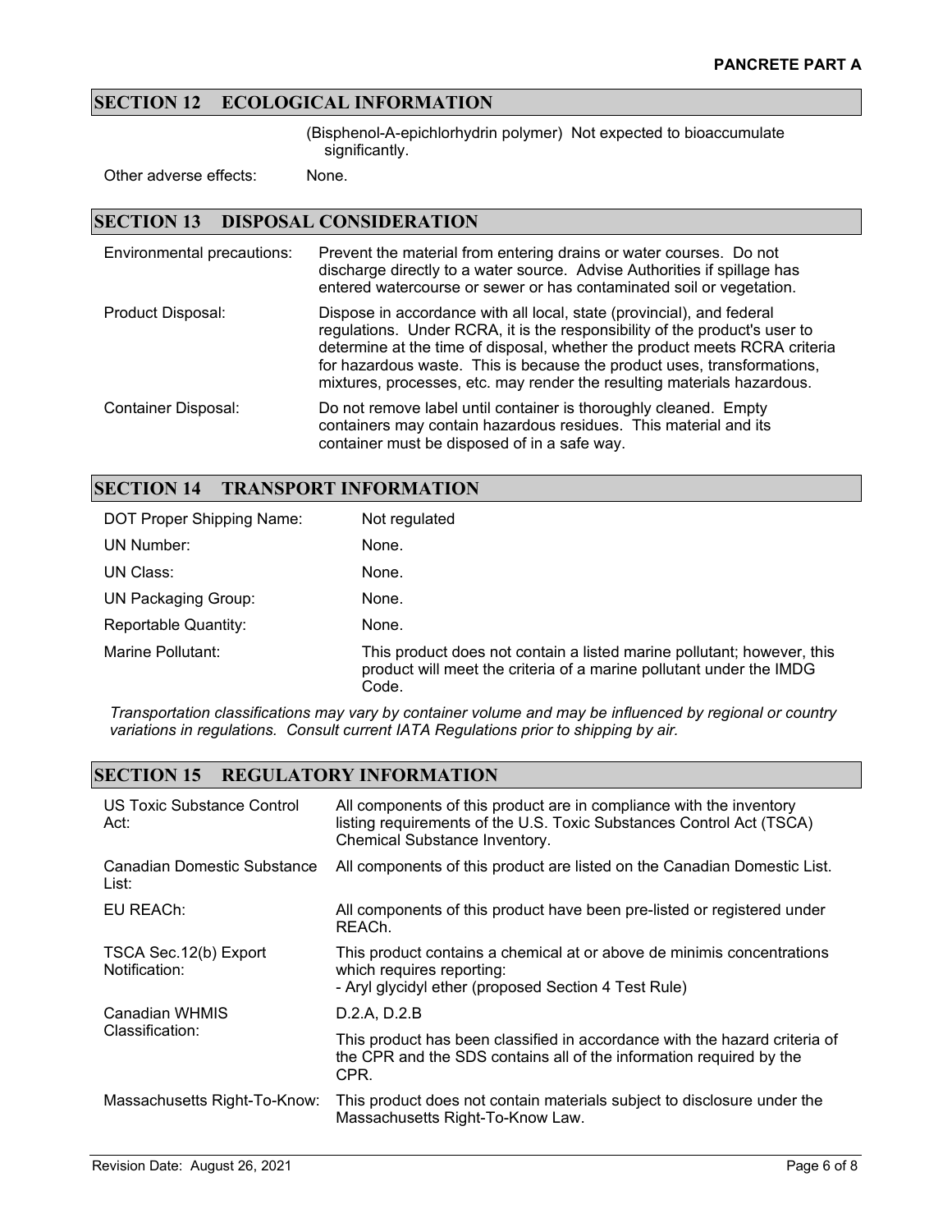## SECTION 12 ECOLOGICAL INFORMATION

| | |
|---|---|
| | (Bisphenol-A-epichlorhydrin polymer) Not expected to bioaccumulate significantly. |
| Other adverse effects: | None. |

## SECTION 13 DISPOSAL CONSIDERATION

| | |
|---|---|
| Environmental precautions: | Prevent the material from entering drains or water courses. Do not discharge directly to a water source. Advise Authorities if spillage has entered watercourse or sewer or has contaminated soil or vegetation. |
| Product Disposal: | Dispose in accordance with all local, state (provincial), and federal regulations. Under RCRA, it is the responsibility of the product's user to determine at the time of disposal, whether the product meets RCRA criteria for hazardous waste. This is because the product uses, transformations, mixtures, processes, etc. may render the resulting materials hazardous. |
| Container Disposal: | Do not remove label until container is thoroughly cleaned. Empty containers may contain hazardous residues. This material and its container must be disposed of in a safe way. |

## SECTION 14 TRANSPORT INFORMATION

| | |
|---|---|
| DOT Proper Shipping Name: | Not regulated |
| UN Number: | None. |
| UN Class: | None. |
| UN Packaging Group: | None. |
| Reportable Quantity: | None. |
| Marine Pollutant: | This product does not contain a listed marine pollutant; however, this product will meet the criteria of a marine pollutant under the IMDG Code. |

*Transportation classifications may vary by container volume and may be influenced by regional or country variations in regulations. Consult current IATA Regulations prior to shipping by air.*

## SECTION 15 REGULATORY INFORMATION

| | |
|---|---|
| US Toxic Substance Control Act: | All components of this product are in compliance with the inventory listing requirements of the U.S. Toxic Substances Control Act (TSCA) Chemical Substance Inventory. |
| Canadian Domestic Substance List: | All components of this product are listed on the Canadian Domestic List. |
| EU REACh: | All components of this product have been pre-listed or registered under REACh. |
| TSCA Sec.12(b) Export Notification: | This product contains a chemical at or above de minimis concentrations which requires reporting:<br>- Aryl glycidyl ether (proposed Section 4 Test Rule) |
| Canadian WHMIS Classification: | D.2.A, D.2.B<br><br>This product has been classified in accordance with the hazard criteria of the CPR and the SDS contains all of the information required by the CPR. |
| Massachusetts Right-To-Know: | This product does not contain materials subject to disclosure under the Massachusetts Right-To-Know Law. |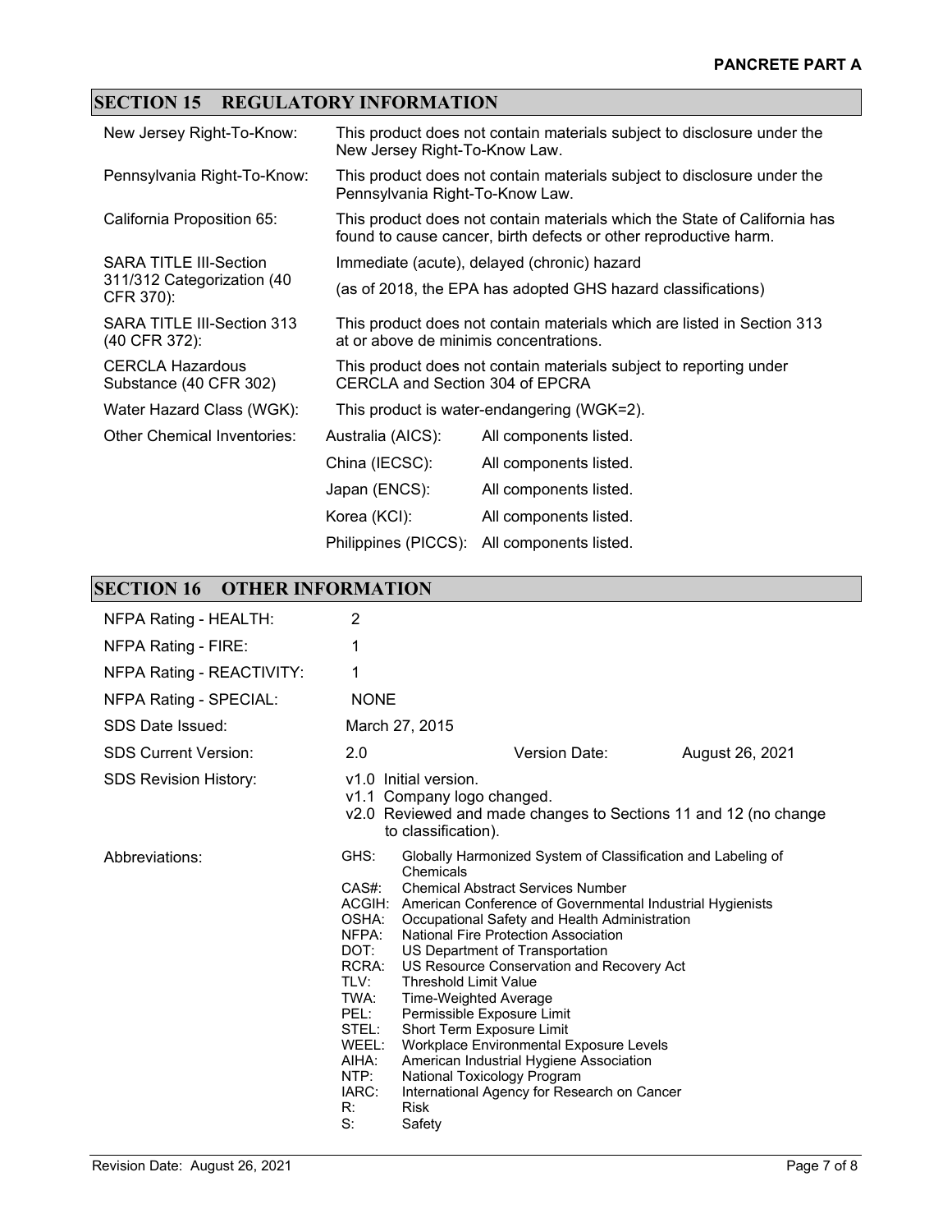## SECTION 15 REGULATORY INFORMATION

| | |
|---|---|
| New Jersey Right-To-Know: | This product does not contain materials subject to disclosure under the New Jersey Right-To-Know Law. |
| Pennsylvania Right-To-Know: | This product does not contain materials subject to disclosure under the Pennsylvania Right-To-Know Law. |
| California Proposition 65: | This product does not contain materials which the State of California has found to cause cancer, birth defects or other reproductive harm. |
| SARA TITLE III-Section 311/312 Categorization (40 CFR 370): | Immediate (acute), delayed (chronic) hazard<br>(as of 2018, the EPA has adopted GHS hazard classifications) |
| SARA TITLE III-Section 313 (40 CFR 372): | This product does not contain materials which are listed in Section 313 at or above de minimis concentrations. |
| CERCLA Hazardous Substance (40 CFR 302) | This product does not contain materials subject to reporting under CERCLA and Section 304 of EPCRA |
| Water Hazard Class (WGK): | This product is water-endangering (WGK=2). |

Other Chemical Inventories:

| | |
|---|---|
| Australia (AICS): | All components listed. |
| China (IECSC): | All components listed. |
| Japan (ENCS): | All components listed. |
| Korea (KCI): | All components listed. |
| Philippines (PICCS): | All components listed. |

## SECTION 16 OTHER INFORMATION

| | |
|---|---|
| NFPA Rating - HEALTH: | 2 |
| NFPA Rating - FIRE: | 1 |
| NFPA Rating - REACTIVITY: | 1 |
| NFPA Rating - SPECIAL: | NONE |
| SDS Date Issued: | March 27, 2015 |
| SDS Current Version: | 2.0 Version Date: August 26, 2021 |

SDS Revision History:

- v1.0 Initial version.
- v1.1 Company logo changed.
- v2.0 Reviewed and made changes to Sections 11 and 12 (no change to classification).

Abbreviations:

- GHS: Globally Harmonized System of Classification and Labeling of Chemicals
- CAS#: Chemical Abstract Services Number
- ACGIH: American Conference of Governmental Industrial Hygienists
- OSHA: Occupational Safety and Health Administration
- NFPA: National Fire Protection Association
- DOT: US Department of Transportation
- RCRA: US Resource Conservation and Recovery Act
- TLV: Threshold Limit Value
- TWA: Time-Weighted Average
- PEL: Permissible Exposure Limit
- STEL: Short Term Exposure Limit
- WEEL: Workplace Environmental Exposure Levels
- AIHA: American Industrial Hygiene Association
- NTP: National Toxicology Program
- IARC: International Agency for Research on Cancer
- R: Risk
- S: Safety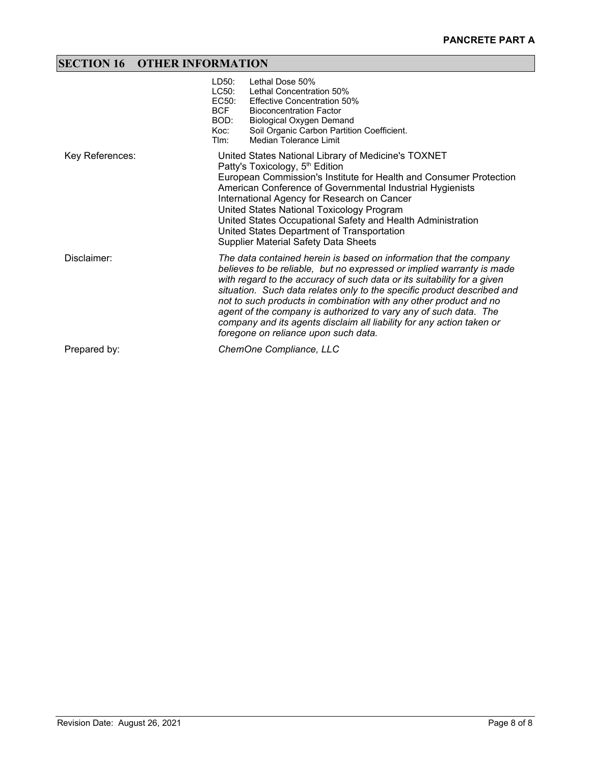## SECTION 16 OTHER INFORMATION

| | |
|---|---|
| LD50: | Lethal Dose 50% |
| LC50: | Lethal Concentration 50% |
| EC50: | Effective Concentration 50% |
| BCF | Bioconcentration Factor |
| BOD: | Biological Oxygen Demand |
| Koc: | Soil Organic Carbon Partition Coefficient. |
| Tlm: | Median Tolerance Limit |

Key References:

United States National Library of Medicine's TOXNET
Patty's Toxicology, 5th Edition
European Commission's Institute for Health and Consumer Protection
American Conference of Governmental Industrial Hygienists
International Agency for Research on Cancer
United States National Toxicology Program
United States Occupational Safety and Health Administration
United States Department of Transportation
Supplier Material Safety Data Sheets

Disclaimer:

*The data contained herein is based on information that the company believes to be reliable, but no expressed or implied warranty is made with regard to the accuracy of such data or its suitability for a given situation. Such data relates only to the specific product described and not to such products in combination with any other product and no agent of the company is authorized to vary any of such data. The company and its agents disclaim all liability for any action taken or foregone on reliance upon such data.*

Prepared by: *ChemOne Compliance, LLC*

Revision Date: August 26, 2021